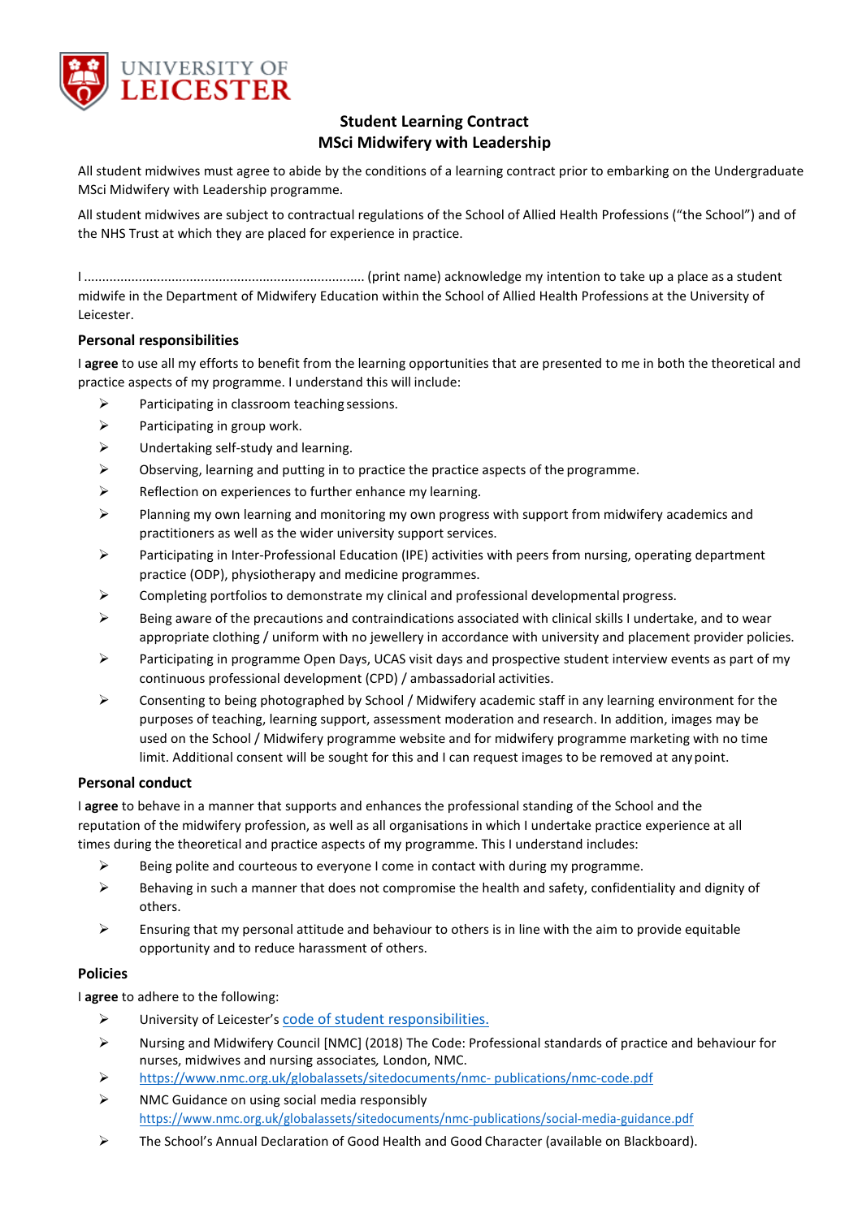# Student Learning Contract
## MSci Midwifery with Leadership

All student midwives must agree to abide by the conditions of a learning contract prior to embarking on the Undergraduate MSci Midwifery with Leadership programme.

All student midwives are subject to contractual regulations of the School of Allied Health Professions ("the School") and of the NHS Trust at which they are placed for experience in practice.

I ........................................................................... (print name) acknowledge my intention to take up a place as a student midwife in the Department of Midwifery Education within the School of Allied Health Professions at the University of Leicester.

### Personal responsibilities

I **agree** to use all my efforts to benefit from the learning opportunities that are presented to me in both the theoretical and practice aspects of my programme. I understand this will include:

- Participating in classroom teaching sessions.
- Participating in group work.
- Undertaking self-study and learning.
- Observing, learning and putting in to practice the practice aspects of the programme.
- Reflection on experiences to further enhance my learning.
- Planning my own learning and monitoring my own progress with support from midwifery academics and practitioners as well as the wider university support services.
- Participating in Inter-Professional Education (IPE) activities with peers from nursing, operating department practice (ODP), physiotherapy and medicine programmes.
- Completing portfolios to demonstrate my clinical and professional developmental progress.
- Being aware of the precautions and contraindications associated with clinical skills I undertake, and to wear appropriate clothing / uniform with no jewellery in accordance with university and placement provider policies.
- Participating in programme Open Days, UCAS visit days and prospective student interview events as part of my continuous professional development (CPD) / ambassadorial activities.
- Consenting to being photographed by School / Midwifery academic staff in any learning environment for the purposes of teaching, learning support, assessment moderation and research. In addition, images may be used on the School / Midwifery programme website and for midwifery programme marketing with no time limit. Additional consent will be sought for this and I can request images to be removed at any point.

### Personal conduct

I **agree** to behave in a manner that supports and enhances the professional standing of the School and the reputation of the midwifery profession, as well as all organisations in which I undertake practice experience at all times during the theoretical and practice aspects of my programme. This I understand includes:

- Being polite and courteous to everyone I come in contact with during my programme.
- Behaving in such a manner that does not compromise the health and safety, confidentiality and dignity of others.
- Ensuring that my personal attitude and behaviour to others is in line with the aim to provide equitable opportunity and to reduce harassment of others.

### Policies

I **agree** to adhere to the following:

- University of Leicester's code of student responsibilities.
- Nursing and Midwifery Council [NMC] (2018) The Code: Professional standards of practice and behaviour for nurses, midwives and nursing associates*,* London, NMC.
- https://www.nmc.org.uk/globalassets/sitedocuments/nmc- publications/nmc-code.pdf
- NMC Guidance on using social media responsibly https://www.nmc.org.uk/globalassets/sitedocuments/nmc-publications/social-media-guidance.pdf
- The School's Annual Declaration of Good Health and Good Character (available on Blackboard).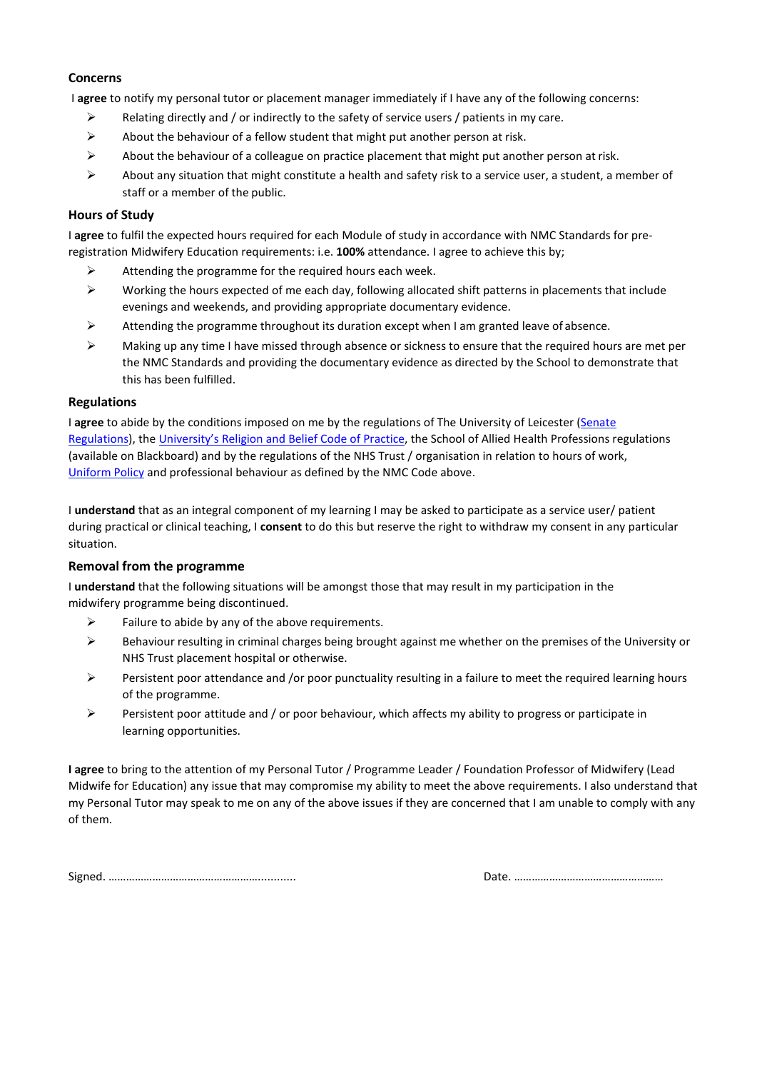### Concerns

I **agree** to notify my personal tutor or placement manager immediately if I have any of the following concerns:

- Relating directly and / or indirectly to the safety of service users / patients in my care.
- About the behaviour of a fellow student that might put another person at risk.
- About the behaviour of a colleague on practice placement that might put another person at risk.
- About any situation that might constitute a health and safety risk to a service user, a student, a member of staff or a member of the public.

### Hours of Study

I **agree** to fulfil the expected hours required for each Module of study in accordance with NMC Standards for pre-registration Midwifery Education requirements: i.e. **100%** attendance. I agree to achieve this by;

- Attending the programme for the required hours each week.
- Working the hours expected of me each day, following allocated shift patterns in placements that include evenings and weekends, and providing appropriate documentary evidence.
- Attending the programme throughout its duration except when I am granted leave of absence.
- Making up any time I have missed through absence or sickness to ensure that the required hours are met per the NMC Standards and providing the documentary evidence as directed by the School to demonstrate that this has been fulfilled.

### Regulations

I **agree** to abide by the conditions imposed on me by the regulations of The University of Leicester (Senate Regulations), the University's Religion and Belief Code of Practice, the School of Allied Health Professions regulations (available on Blackboard) and by the regulations of the NHS Trust / organisation in relation to hours of work, Uniform Policy and professional behaviour as defined by the NMC Code above.

I **understand** that as an integral component of my learning I may be asked to participate as a service user/ patient during practical or clinical teaching, I **consent** to do this but reserve the right to withdraw my consent in any particular situation.

### Removal from the programme

I **understand** that the following situations will be amongst those that may result in my participation in the midwifery programme being discontinued.

- Failure to abide by any of the above requirements.
- Behaviour resulting in criminal charges being brought against me whether on the premises of the University or NHS Trust placement hospital or otherwise.
- Persistent poor attendance and /or poor punctuality resulting in a failure to meet the required learning hours of the programme.
- Persistent poor attitude and / or poor behaviour, which affects my ability to progress or participate in learning opportunities.

**I agree** to bring to the attention of my Personal Tutor / Programme Leader / Foundation Professor of Midwifery (Lead Midwife for Education) any issue that may compromise my ability to meet the above requirements. I also understand that my Personal Tutor may speak to me on any of the above issues if they are concerned that I am unable to comply with any of them.

Signed. ……………………………………………………..........  Date. ……………………………………………